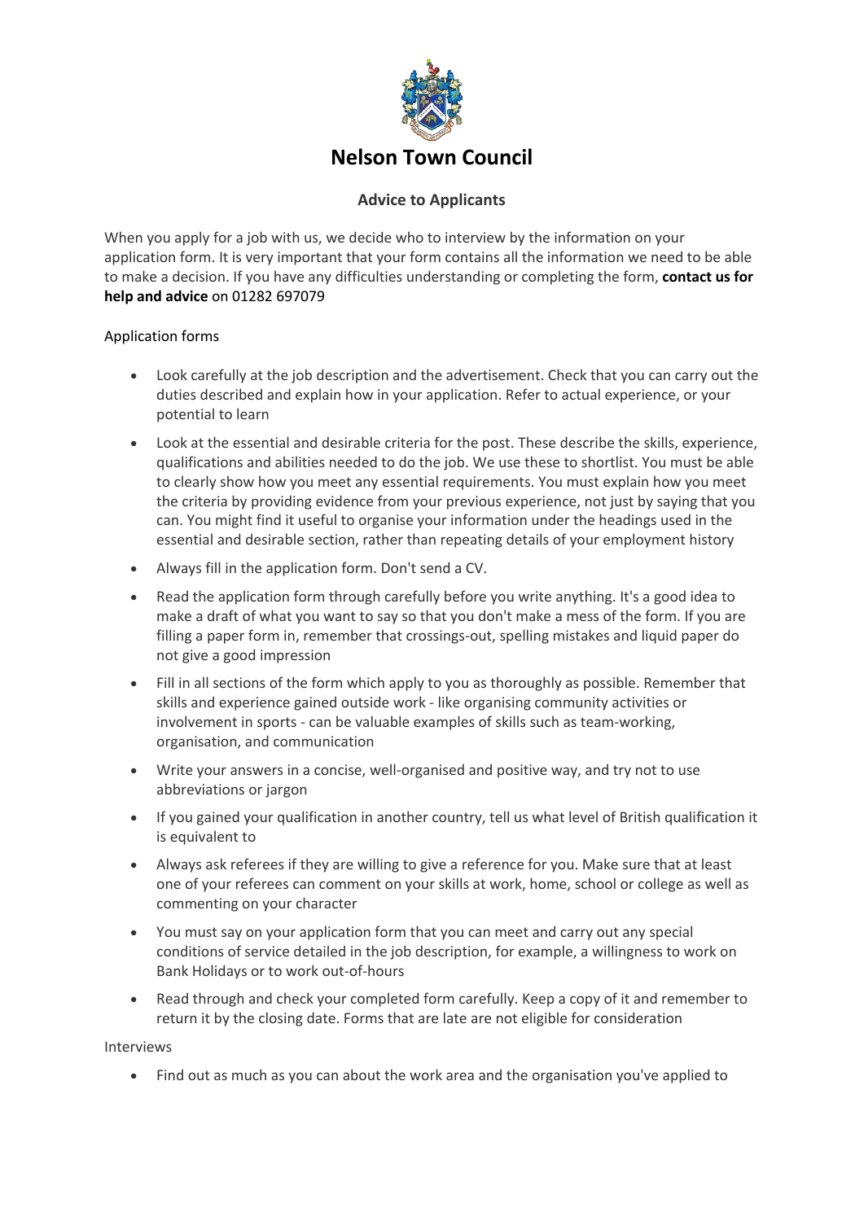# Nelson Town Council

## Advice to Applicants

When you apply for a job with us, we decide who to interview by the information on your application form. It is very important that your form contains all the information we need to be able to make a decision. If you have any difficulties understanding or completing the form, **contact us for help and advice** on 01282 697079

Application forms

- Look carefully at the job description and the advertisement. Check that you can carry out the duties described and explain how in your application. Refer to actual experience, or your potential to learn
- Look at the essential and desirable criteria for the post. These describe the skills, experience, qualifications and abilities needed to do the job. We use these to shortlist. You must be able to clearly show how you meet any essential requirements. You must explain how you meet the criteria by providing evidence from your previous experience, not just by saying that you can. You might find it useful to organise your information under the headings used in the essential and desirable section, rather than repeating details of your employment history
- Always fill in the application form. Don't send a CV.
- Read the application form through carefully before you write anything. It's a good idea to make a draft of what you want to say so that you don't make a mess of the form. If you are filling a paper form in, remember that crossings-out, spelling mistakes and liquid paper do not give a good impression
- Fill in all sections of the form which apply to you as thoroughly as possible. Remember that skills and experience gained outside work - like organising community activities or involvement in sports - can be valuable examples of skills such as team-working, organisation, and communication
- Write your answers in a concise, well-organised and positive way, and try not to use abbreviations or jargon
- If you gained your qualification in another country, tell us what level of British qualification it is equivalent to
- Always ask referees if they are willing to give a reference for you. Make sure that at least one of your referees can comment on your skills at work, home, school or college as well as commenting on your character
- You must say on your application form that you can meet and carry out any special conditions of service detailed in the job description, for example, a willingness to work on Bank Holidays or to work out-of-hours
- Read through and check your completed form carefully. Keep a copy of it and remember to return it by the closing date. Forms that are late are not eligible for consideration

Interviews

- Find out as much as you can about the work area and the organisation you've applied to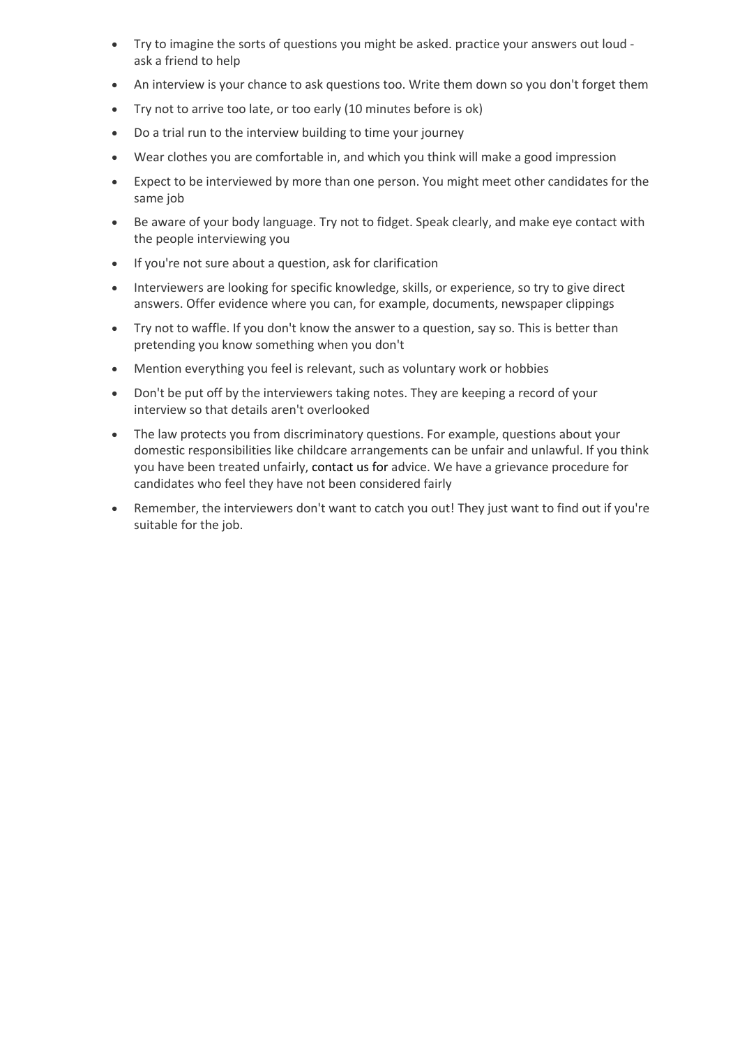- Try to imagine the sorts of questions you might be asked. practice your answers out loud - ask a friend to help
- An interview is your chance to ask questions too. Write them down so you don't forget them
- Try not to arrive too late, or too early (10 minutes before is ok)
- Do a trial run to the interview building to time your journey
- Wear clothes you are comfortable in, and which you think will make a good impression
- Expect to be interviewed by more than one person. You might meet other candidates for the same job
- Be aware of your body language. Try not to fidget. Speak clearly, and make eye contact with the people interviewing you
- If you're not sure about a question, ask for clarification
- Interviewers are looking for specific knowledge, skills, or experience, so try to give direct answers. Offer evidence where you can, for example, documents, newspaper clippings
- Try not to waffle. If you don't know the answer to a question, say so. This is better than pretending you know something when you don't
- Mention everything you feel is relevant, such as voluntary work or hobbies
- Don't be put off by the interviewers taking notes. They are keeping a record of your interview so that details aren't overlooked
- The law protects you from discriminatory questions. For example, questions about your domestic responsibilities like childcare arrangements can be unfair and unlawful. If you think you have been treated unfairly, contact us for advice. We have a grievance procedure for candidates who feel they have not been considered fairly
- Remember, the interviewers don't want to catch you out! They just want to find out if you're suitable for the job.